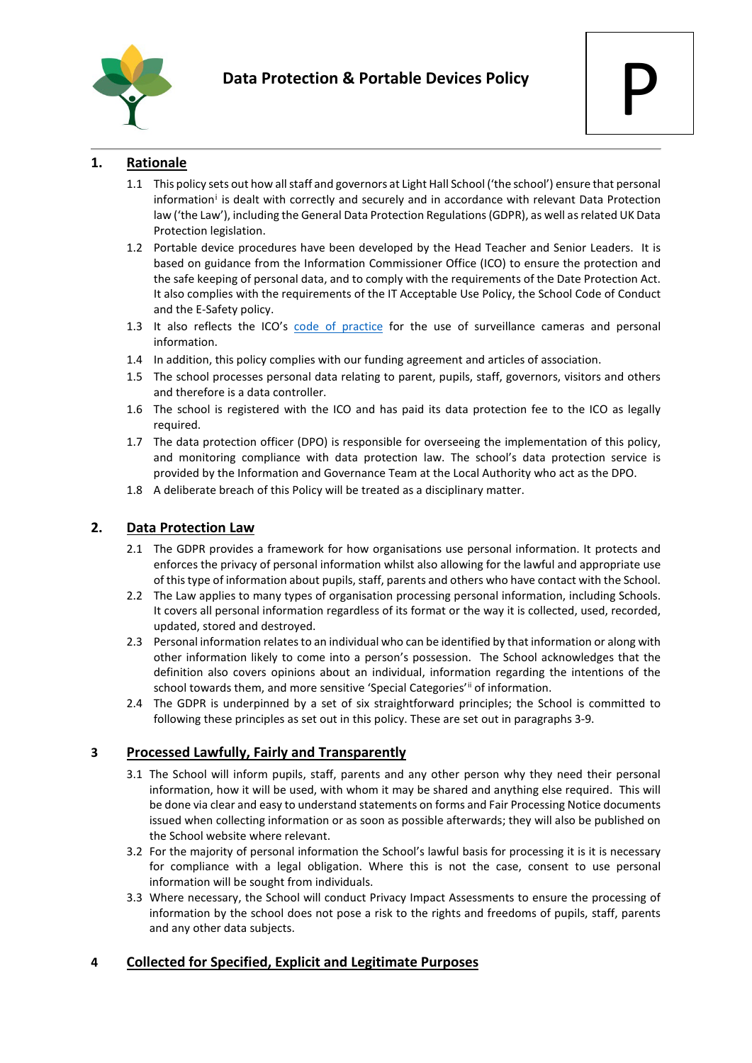# Data Protection & Portable Devices Policy

P

## 1. Rationale

1.1 This policy sets out how all staff and governors at Light Hall School ('the school') ensure that personal information[i] is dealt with correctly and securely and in accordance with relevant Data Protection law ('the Law'), including the General Data Protection Regulations (GDPR), as well as related UK Data Protection legislation.

1.2 Portable device procedures have been developed by the Head Teacher and Senior Leaders. It is based on guidance from the Information Commissioner Office (ICO) to ensure the protection and the safe keeping of personal data, and to comply with the requirements of the Date Protection Act. It also complies with the requirements of the IT Acceptable Use Policy, the School Code of Conduct and the E-Safety policy.

1.3 It also reflects the ICO's code of practice for the use of surveillance cameras and personal information.

1.4 In addition, this policy complies with our funding agreement and articles of association.

1.5 The school processes personal data relating to parent, pupils, staff, governors, visitors and others and therefore is a data controller.

1.6 The school is registered with the ICO and has paid its data protection fee to the ICO as legally required.

1.7 The data protection officer (DPO) is responsible for overseeing the implementation of this policy, and monitoring compliance with data protection law. The school's data protection service is provided by the Information and Governance Team at the Local Authority who act as the DPO.

1.8 A deliberate breach of this Policy will be treated as a disciplinary matter.

## 2. Data Protection Law

2.1 The GDPR provides a framework for how organisations use personal information. It protects and enforces the privacy of personal information whilst also allowing for the lawful and appropriate use of this type of information about pupils, staff, parents and others who have contact with the School.

2.2 The Law applies to many types of organisation processing personal information, including Schools. It covers all personal information regardless of its format or the way it is collected, used, recorded, updated, stored and destroyed.

2.3 Personal information relates to an individual who can be identified by that information or along with other information likely to come into a person's possession. The School acknowledges that the definition also covers opinions about an individual, information regarding the intentions of the school towards them, and more sensitive 'Special Categories'[ii] of information.

2.4 The GDPR is underpinned by a set of six straightforward principles; the School is committed to following these principles as set out in this policy. These are set out in paragraphs 3-9.

## 3 Processed Lawfully, Fairly and Transparently

3.1 The School will inform pupils, staff, parents and any other person why they need their personal information, how it will be used, with whom it may be shared and anything else required. This will be done via clear and easy to understand statements on forms and Fair Processing Notice documents issued when collecting information or as soon as possible afterwards; they will also be published on the School website where relevant.

3.2 For the majority of personal information the School's lawful basis for processing it is it is necessary for compliance with a legal obligation. Where this is not the case, consent to use personal information will be sought from individuals.

3.3 Where necessary, the School will conduct Privacy Impact Assessments to ensure the processing of information by the school does not pose a risk to the rights and freedoms of pupils, staff, parents and any other data subjects.

## 4 Collected for Specified, Explicit and Legitimate Purposes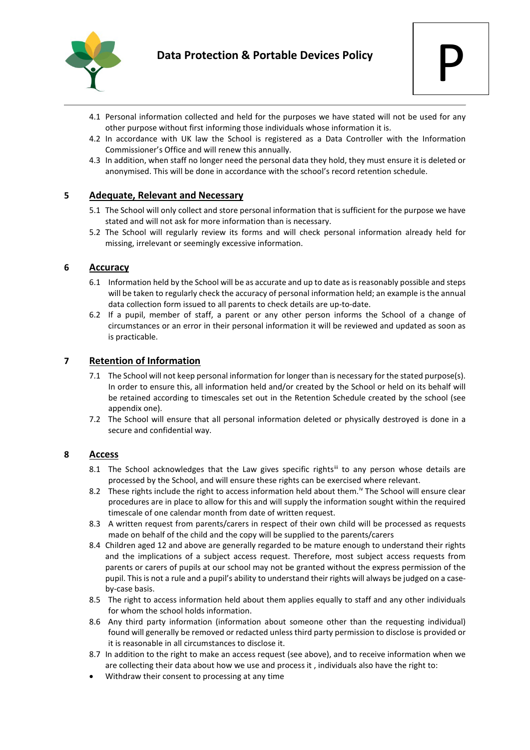4.1 Personal information collected and held for the purposes we have stated will not be used for any other purpose without first informing those individuals whose information it is.

4.2 In accordance with UK law the School is registered as a Data Controller with the Information Commissioner's Office and will renew this annually.

4.3 In addition, when staff no longer need the personal data they hold, they must ensure it is deleted or anonymised. This will be done in accordance with the school's record retention schedule.

## 5 Adequate, Relevant and Necessary

5.1 The School will only collect and store personal information that is sufficient for the purpose we have stated and will not ask for more information than is necessary.

5.2 The School will regularly review its forms and will check personal information already held for missing, irrelevant or seemingly excessive information.

## 6 Accuracy

6.1 Information held by the School will be as accurate and up to date as is reasonably possible and steps will be taken to regularly check the accuracy of personal information held; an example is the annual data collection form issued to all parents to check details are up-to-date.

6.2 If a pupil, member of staff, a parent or any other person informs the School of a change of circumstances or an error in their personal information it will be reviewed and updated as soon as is practicable.

## 7 Retention of Information

7.1 The School will not keep personal information for longer than is necessary for the stated purpose(s). In order to ensure this, all information held and/or created by the School or held on its behalf will be retained according to timescales set out in the Retention Schedule created by the school (see appendix one).

7.2 The School will ensure that all personal information deleted or physically destroyed is done in a secure and confidential way.

## 8 Access

8.1 The School acknowledges that the Law gives specific rights[iii] to any person whose details are processed by the School, and will ensure these rights can be exercised where relevant.

8.2 These rights include the right to access information held about them.[iv] The School will ensure clear procedures are in place to allow for this and will supply the information sought within the required timescale of one calendar month from date of written request.

8.3 A written request from parents/carers in respect of their own child will be processed as requests made on behalf of the child and the copy will be supplied to the parents/carers

8.4 Children aged 12 and above are generally regarded to be mature enough to understand their rights and the implications of a subject access request. Therefore, most subject access requests from parents or carers of pupils at our school may not be granted without the express permission of the pupil. This is not a rule and a pupil's ability to understand their rights will always be judged on a case-by-case basis.

8.5 The right to access information held about them applies equally to staff and any other individuals for whom the school holds information.

8.6 Any third party information (information about someone other than the requesting individual) found will generally be removed or redacted unless third party permission to disclose is provided or it is reasonable in all circumstances to disclose it.

8.7 In addition to the right to make an access request (see above), and to receive information when we are collecting their data about how we use and process it , individuals also have the right to:

- Withdraw their consent to processing at any time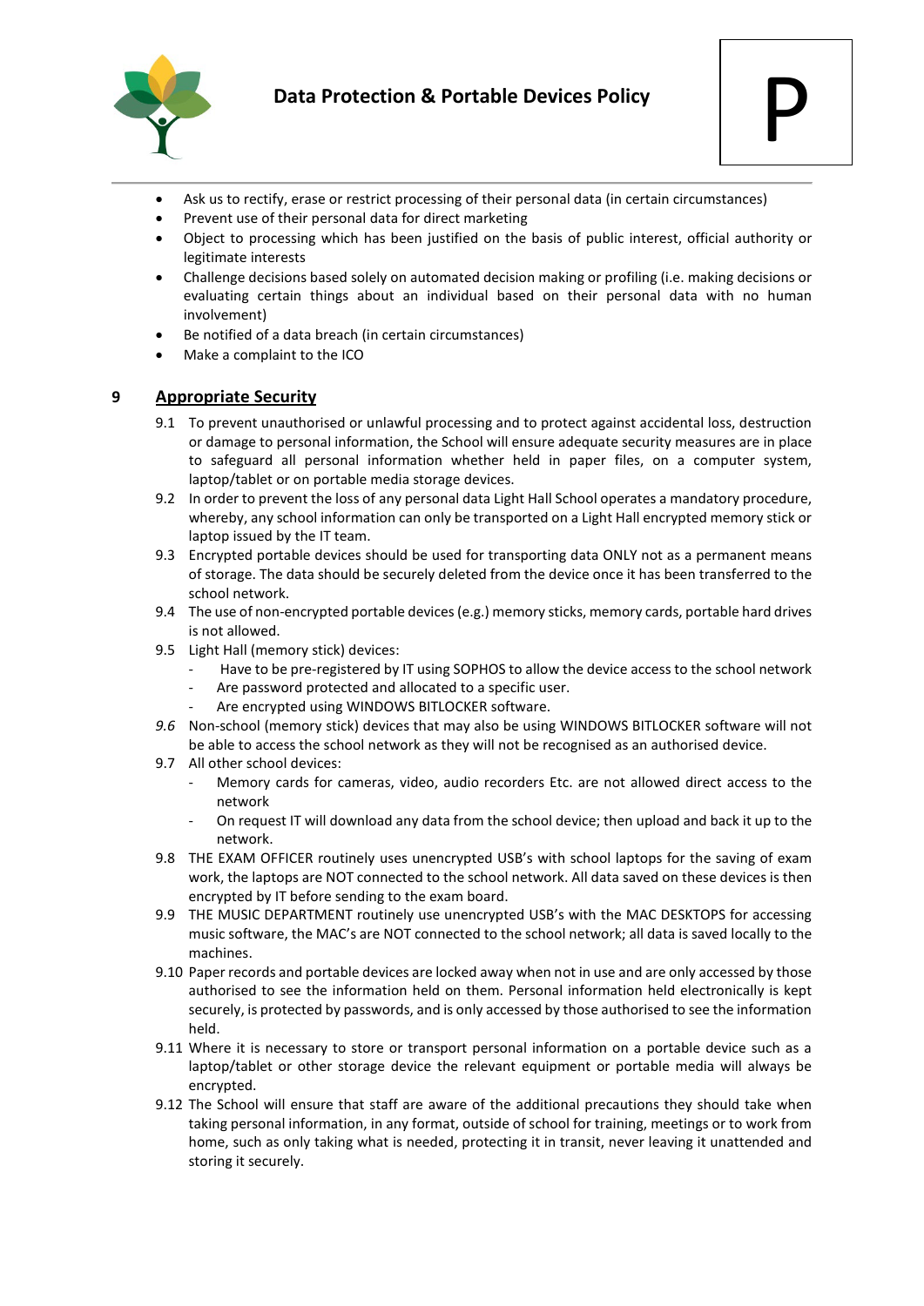- Ask us to rectify, erase or restrict processing of their personal data (in certain circumstances)
- Prevent use of their personal data for direct marketing
- Object to processing which has been justified on the basis of public interest, official authority or legitimate interests
- Challenge decisions based solely on automated decision making or profiling (i.e. making decisions or evaluating certain things about an individual based on their personal data with no human involvement)
- Be notified of a data breach (in certain circumstances)
- Make a complaint to the ICO

## 9 Appropriate Security

9.1 To prevent unauthorised or unlawful processing and to protect against accidental loss, destruction or damage to personal information, the School will ensure adequate security measures are in place to safeguard all personal information whether held in paper files, on a computer system, laptop/tablet or on portable media storage devices.

9.2 In order to prevent the loss of any personal data Light Hall School operates a mandatory procedure, whereby, any school information can only be transported on a Light Hall encrypted memory stick or laptop issued by the IT team.

9.3 Encrypted portable devices should be used for transporting data ONLY not as a permanent means of storage. The data should be securely deleted from the device once it has been transferred to the school network.

9.4 The use of non-encrypted portable devices (e.g.) memory sticks, memory cards, portable hard drives is not allowed.

9.5 Light Hall (memory stick) devices:

- Have to be pre-registered by IT using SOPHOS to allow the device access to the school network
- Are password protected and allocated to a specific user.
- Are encrypted using WINDOWS BITLOCKER software.

*9.6* Non-school (memory stick) devices that may also be using WINDOWS BITLOCKER software will not be able to access the school network as they will not be recognised as an authorised device.

9.7 All other school devices:

- Memory cards for cameras, video, audio recorders Etc. are not allowed direct access to the network
- On request IT will download any data from the school device; then upload and back it up to the network.

9.8 THE EXAM OFFICER routinely uses unencrypted USB's with school laptops for the saving of exam work, the laptops are NOT connected to the school network. All data saved on these devices is then encrypted by IT before sending to the exam board.

9.9 THE MUSIC DEPARTMENT routinely use unencrypted USB's with the MAC DESKTOPS for accessing music software, the MAC's are NOT connected to the school network; all data is saved locally to the machines.

9.10 Paper records and portable devices are locked away when not in use and are only accessed by those authorised to see the information held on them. Personal information held electronically is kept securely, is protected by passwords, and is only accessed by those authorised to see the information held.

9.11 Where it is necessary to store or transport personal information on a portable device such as a laptop/tablet or other storage device the relevant equipment or portable media will always be encrypted.

9.12 The School will ensure that staff are aware of the additional precautions they should take when taking personal information, in any format, outside of school for training, meetings or to work from home, such as only taking what is needed, protecting it in transit, never leaving it unattended and storing it securely.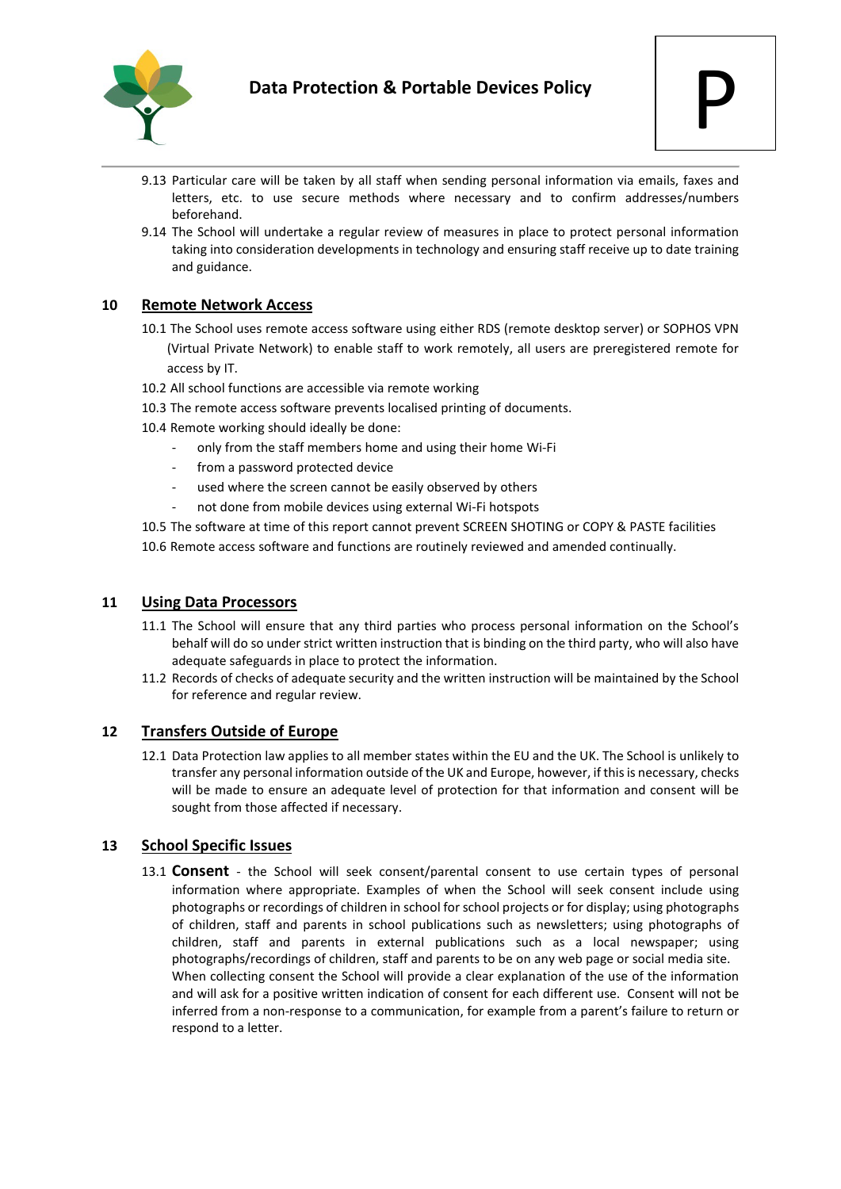9.13 Particular care will be taken by all staff when sending personal information via emails, faxes and letters, etc. to use secure methods where necessary and to confirm addresses/numbers beforehand.

9.14 The School will undertake a regular review of measures in place to protect personal information taking into consideration developments in technology and ensuring staff receive up to date training and guidance.

## 10 Remote Network Access

10.1 The School uses remote access software using either RDS (remote desktop server) or SOPHOS VPN (Virtual Private Network) to enable staff to work remotely, all users are preregistered remote for access by IT.

10.2 All school functions are accessible via remote working

10.3 The remote access software prevents localised printing of documents.

10.4 Remote working should ideally be done:

- only from the staff members home and using their home Wi-Fi
- from a password protected device
- used where the screen cannot be easily observed by others
- not done from mobile devices using external Wi-Fi hotspots

10.5 The software at time of this report cannot prevent SCREEN SHOTING or COPY & PASTE facilities

10.6 Remote access software and functions are routinely reviewed and amended continually.

## 11 Using Data Processors

11.1 The School will ensure that any third parties who process personal information on the School's behalf will do so under strict written instruction that is binding on the third party, who will also have adequate safeguards in place to protect the information.

11.2 Records of checks of adequate security and the written instruction will be maintained by the School for reference and regular review.

## 12 Transfers Outside of Europe

12.1 Data Protection law applies to all member states within the EU and the UK. The School is unlikely to transfer any personal information outside of the UK and Europe, however, if this is necessary, checks will be made to ensure an adequate level of protection for that information and consent will be sought from those affected if necessary.

## 13 School Specific Issues

13.1 **Consent** - the School will seek consent/parental consent to use certain types of personal information where appropriate. Examples of when the School will seek consent include using photographs or recordings of children in school for school projects or for display; using photographs of children, staff and parents in school publications such as newsletters; using photographs of children, staff and parents in external publications such as a local newspaper; using photographs/recordings of children, staff and parents to be on any web page or social media site. When collecting consent the School will provide a clear explanation of the use of the information and will ask for a positive written indication of consent for each different use. Consent will not be inferred from a non-response to a communication, for example from a parent's failure to return or respond to a letter.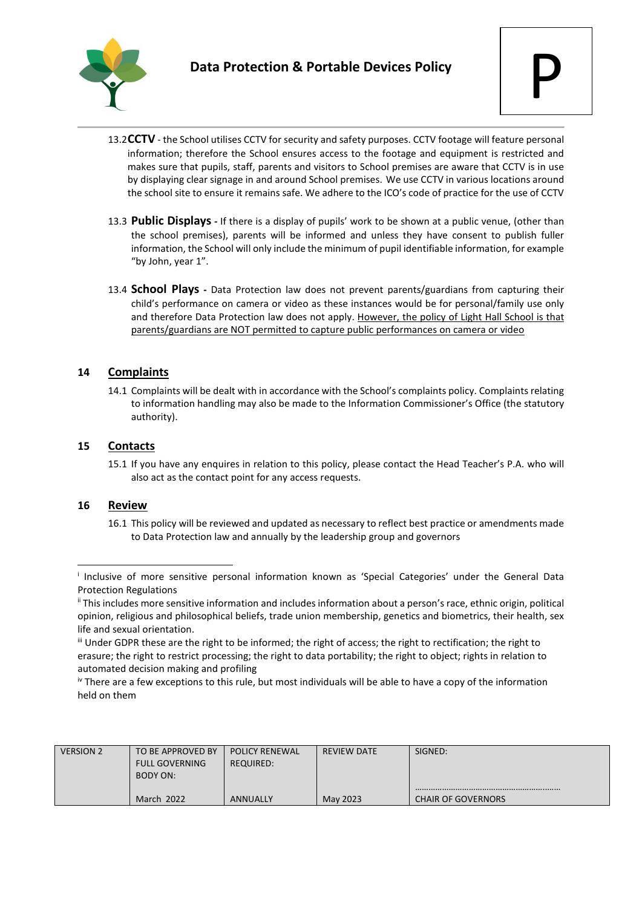13.2 **CCTV** - the School utilises CCTV for security and safety purposes. CCTV footage will feature personal information; therefore the School ensures access to the footage and equipment is restricted and makes sure that pupils, staff, parents and visitors to School premises are aware that CCTV is in use by displaying clear signage in and around School premises. We use CCTV in various locations around the school site to ensure it remains safe. We adhere to the ICO's code of practice for the use of CCTV

13.3 **Public Displays -** If there is a display of pupils' work to be shown at a public venue, (other than the school premises), parents will be informed and unless they have consent to publish fuller information, the School will only include the minimum of pupil identifiable information, for example "by John, year 1".

13.4 **School Plays -** Data Protection law does not prevent parents/guardians from capturing their child's performance on camera or video as these instances would be for personal/family use only and therefore Data Protection law does not apply. <u>However, the policy of Light Hall School is that parents/guardians are NOT permitted to capture public performances on camera or video</u>

## 14 Complaints

14.1 Complaints will be dealt with in accordance with the School's complaints policy. Complaints relating to information handling may also be made to the Information Commissioner's Office (the statutory authority).

## 15 Contacts

15.1 If you have any enquires in relation to this policy, please contact the Head Teacher's P.A. who will also act as the contact point for any access requests.

## 16 Review

16.1 This policy will be reviewed and updated as necessary to reflect best practice or amendments made to Data Protection law and annually by the leadership group and governors

---

[i] Inclusive of more sensitive personal information known as 'Special Categories' under the General Data Protection Regulations

[ii] This includes more sensitive information and includes information about a person's race, ethnic origin, political opinion, religious and philosophical beliefs, trade union membership, genetics and biometrics, their health, sex life and sexual orientation.

[iii] Under GDPR these are the right to be informed; the right of access; the right to rectification; the right to erasure; the right to restrict processing; the right to data portability; the right to object; rights in relation to automated decision making and profiling

[iv] There are a few exceptions to this rule, but most individuals will be able to have a copy of the information held on them

| VERSION 2 | TO BE APPROVED BY FULL GOVERNING BODY ON: | POLICY RENEWAL REQUIRED: | REVIEW DATE | SIGNED: |
|---|---|---|---|---|
| | March 2022 | ANNUALLY | May 2023 | ……………………………………………………… CHAIR OF GOVERNORS |